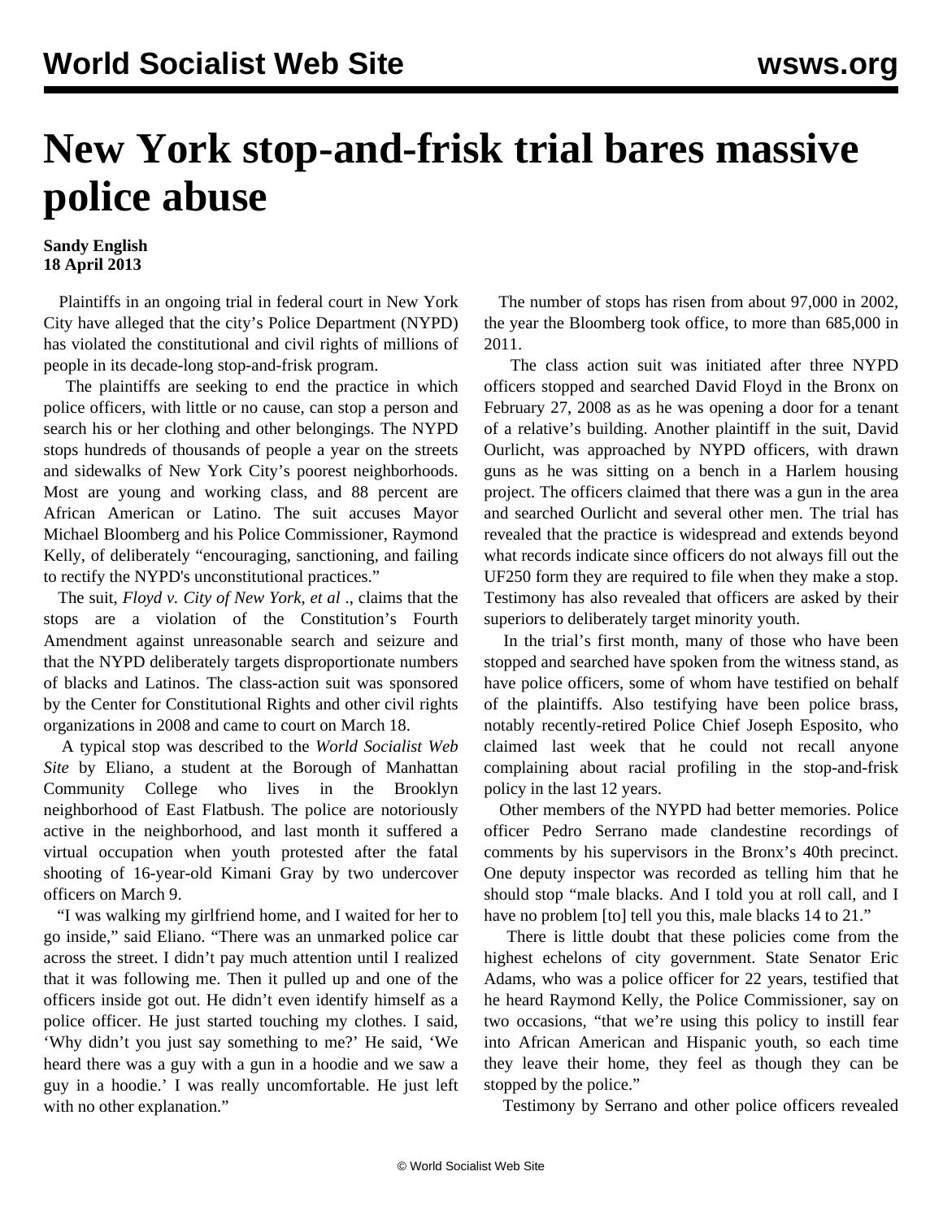# New York stop-and-frisk trial bares massive police abuse

**Sandy English**
**18 April 2013**

Plaintiffs in an ongoing trial in federal court in New York City have alleged that the city's Police Department (NYPD) has violated the constitutional and civil rights of millions of people in its decade-long stop-and-frisk program.

The plaintiffs are seeking to end the practice in which police officers, with little or no cause, can stop a person and search his or her clothing and other belongings. The NYPD stops hundreds of thousands of people a year on the streets and sidewalks of New York City's poorest neighborhoods. Most are young and working class, and 88 percent are African American or Latino. The suit accuses Mayor Michael Bloomberg and his Police Commissioner, Raymond Kelly, of deliberately "encouraging, sanctioning, and failing to rectify the NYPD's unconstitutional practices."

The suit, *Floyd v. City of New York, et al* ., claims that the stops are a violation of the Constitution's Fourth Amendment against unreasonable search and seizure and that the NYPD deliberately targets disproportionate numbers of blacks and Latinos. The class-action suit was sponsored by the Center for Constitutional Rights and other civil rights organizations in 2008 and came to court on March 18.

A typical stop was described to the *World Socialist Web Site* by Eliano, a student at the Borough of Manhattan Community College who lives in the Brooklyn neighborhood of East Flatbush. The police are notoriously active in the neighborhood, and last month it suffered a virtual occupation when youth protested after the fatal shooting of 16-year-old Kimani Gray by two undercover officers on March 9.

"I was walking my girlfriend home, and I waited for her to go inside," said Eliano. "There was an unmarked police car across the street. I didn't pay much attention until I realized that it was following me. Then it pulled up and one of the officers inside got out. He didn't even identify himself as a police officer. He just started touching my clothes. I said, 'Why didn't you just say something to me?' He said, 'We heard there was a guy with a gun in a hoodie and we saw a guy in a hoodie.' I was really uncomfortable. He just left with no other explanation."

The number of stops has risen from about 97,000 in 2002, the year the Bloomberg took office, to more than 685,000 in 2011.

The class action suit was initiated after three NYPD officers stopped and searched David Floyd in the Bronx on February 27, 2008 as as he was opening a door for a tenant of a relative's building. Another plaintiff in the suit, David Ourlicht, was approached by NYPD officers, with drawn guns as he was sitting on a bench in a Harlem housing project. The officers claimed that there was a gun in the area and searched Ourlicht and several other men. The trial has revealed that the practice is widespread and extends beyond what records indicate since officers do not always fill out the UF250 form they are required to file when they make a stop. Testimony has also revealed that officers are asked by their superiors to deliberately target minority youth.

In the trial's first month, many of those who have been stopped and searched have spoken from the witness stand, as have police officers, some of whom have testified on behalf of the plaintiffs. Also testifying have been police brass, notably recently-retired Police Chief Joseph Esposito, who claimed last week that he could not recall anyone complaining about racial profiling in the stop-and-frisk policy in the last 12 years.

Other members of the NYPD had better memories. Police officer Pedro Serrano made clandestine recordings of comments by his supervisors in the Bronx's 40th precinct. One deputy inspector was recorded as telling him that he should stop "male blacks. And I told you at roll call, and I have no problem [to] tell you this, male blacks 14 to 21."

There is little doubt that these policies come from the highest echelons of city government. State Senator Eric Adams, who was a police officer for 22 years, testified that he heard Raymond Kelly, the Police Commissioner, say on two occasions, "that we're using this policy to instill fear into African American and Hispanic youth, so each time they leave their home, they feel as though they can be stopped by the police."

Testimony by Serrano and other police officers revealed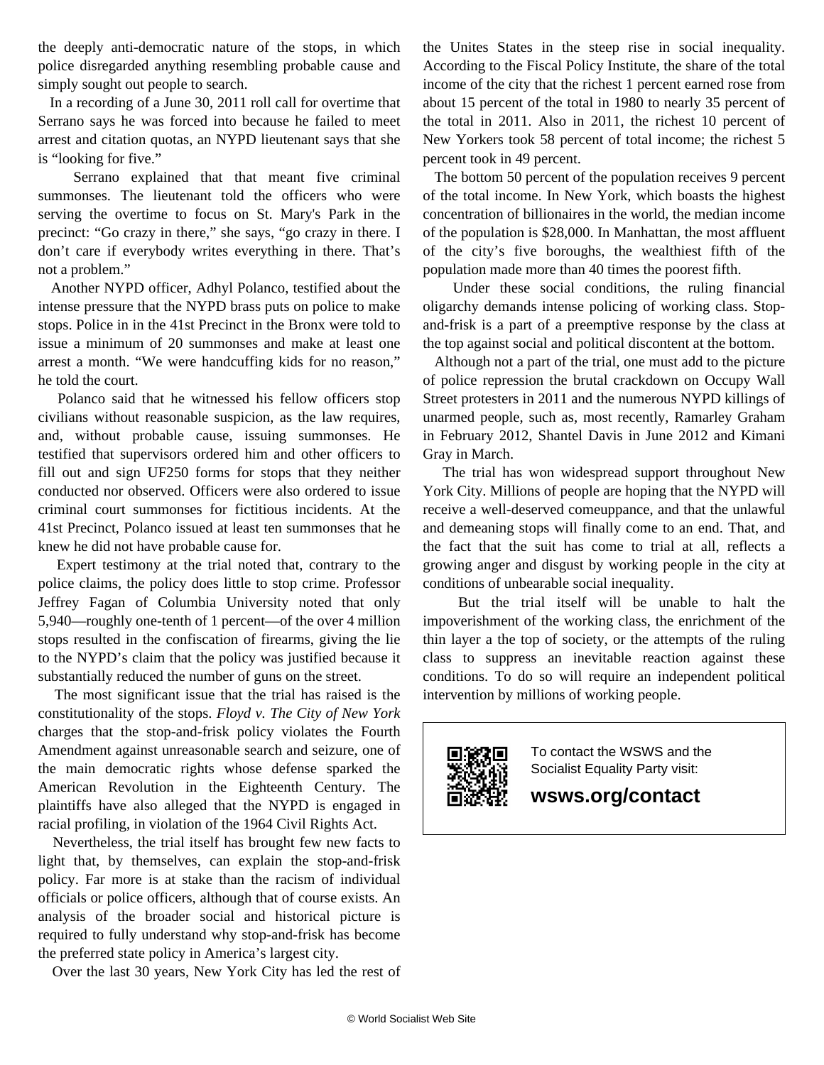the deeply anti-democratic nature of the stops, in which police disregarded anything resembling probable cause and simply sought out people to search.

In a recording of a June 30, 2011 roll call for overtime that Serrano says he was forced into because he failed to meet arrest and citation quotas, an NYPD lieutenant says that she is "looking for five."

Serrano explained that that meant five criminal summonses. The lieutenant told the officers who were serving the overtime to focus on St. Mary's Park in the precinct: "Go crazy in there," she says, "go crazy in there. I don't care if everybody writes everything in there. That's not a problem."

Another NYPD officer, Adhyl Polanco, testified about the intense pressure that the NYPD brass puts on police to make stops. Police in in the 41st Precinct in the Bronx were told to issue a minimum of 20 summonses and make at least one arrest a month. "We were handcuffing kids for no reason," he told the court.

Polanco said that he witnessed his fellow officers stop civilians without reasonable suspicion, as the law requires, and, without probable cause, issuing summonses. He testified that supervisors ordered him and other officers to fill out and sign UF250 forms for stops that they neither conducted nor observed. Officers were also ordered to issue criminal court summonses for fictitious incidents. At the 41st Precinct, Polanco issued at least ten summonses that he knew he did not have probable cause for.

Expert testimony at the trial noted that, contrary to the police claims, the policy does little to stop crime. Professor Jeffrey Fagan of Columbia University noted that only 5,940—roughly one-tenth of 1 percent—of the over 4 million stops resulted in the confiscation of firearms, giving the lie to the NYPD's claim that the policy was justified because it substantially reduced the number of guns on the street.

The most significant issue that the trial has raised is the constitutionality of the stops. *Floyd v. The City of New York* charges that the stop-and-frisk policy violates the Fourth Amendment against unreasonable search and seizure, one of the main democratic rights whose defense sparked the American Revolution in the Eighteenth Century. The plaintiffs have also alleged that the NYPD is engaged in racial profiling, in violation of the 1964 Civil Rights Act.

Nevertheless, the trial itself has brought few new facts to light that, by themselves, can explain the stop-and-frisk policy. Far more is at stake than the racism of individual officials or police officers, although that of course exists. An analysis of the broader social and historical picture is required to fully understand why stop-and-frisk has become the preferred state policy in America's largest city.

Over the last 30 years, New York City has led the rest of the Unites States in the steep rise in social inequality. According to the Fiscal Policy Institute, the share of the total income of the city that the richest 1 percent earned rose from about 15 percent of the total in 1980 to nearly 35 percent of the total in 2011. Also in 2011, the richest 10 percent of New Yorkers took 58 percent of total income; the richest 5 percent took in 49 percent.

The bottom 50 percent of the population receives 9 percent of the total income. In New York, which boasts the highest concentration of billionaires in the world, the median income of the population is $28,000. In Manhattan, the most affluent of the city's five boroughs, the wealthiest fifth of the population made more than 40 times the poorest fifth.

Under these social conditions, the ruling financial oligarchy demands intense policing of working class. Stop-and-frisk is a part of a preemptive response by the class at the top against social and political discontent at the bottom.

Although not a part of the trial, one must add to the picture of police repression the brutal crackdown on Occupy Wall Street protesters in 2011 and the numerous NYPD killings of unarmed people, such as, most recently, Ramarley Graham in February 2012, Shantel Davis in June 2012 and Kimani Gray in March.

The trial has won widespread support throughout New York City. Millions of people are hoping that the NYPD will receive a well-deserved comeuppance, and that the unlawful and demeaning stops will finally come to an end. That, and the fact that the suit has come to trial at all, reflects a growing anger and disgust by working people in the city at conditions of unbearable social inequality.

But the trial itself will be unable to halt the impoverishment of the working class, the enrichment of the thin layer a the top of society, or the attempts of the ruling class to suppress an inevitable reaction against these conditions. To do so will require an independent political intervention by millions of working people.

To contact the WSWS and the Socialist Equality Party visit:

**wsws.org/contact**